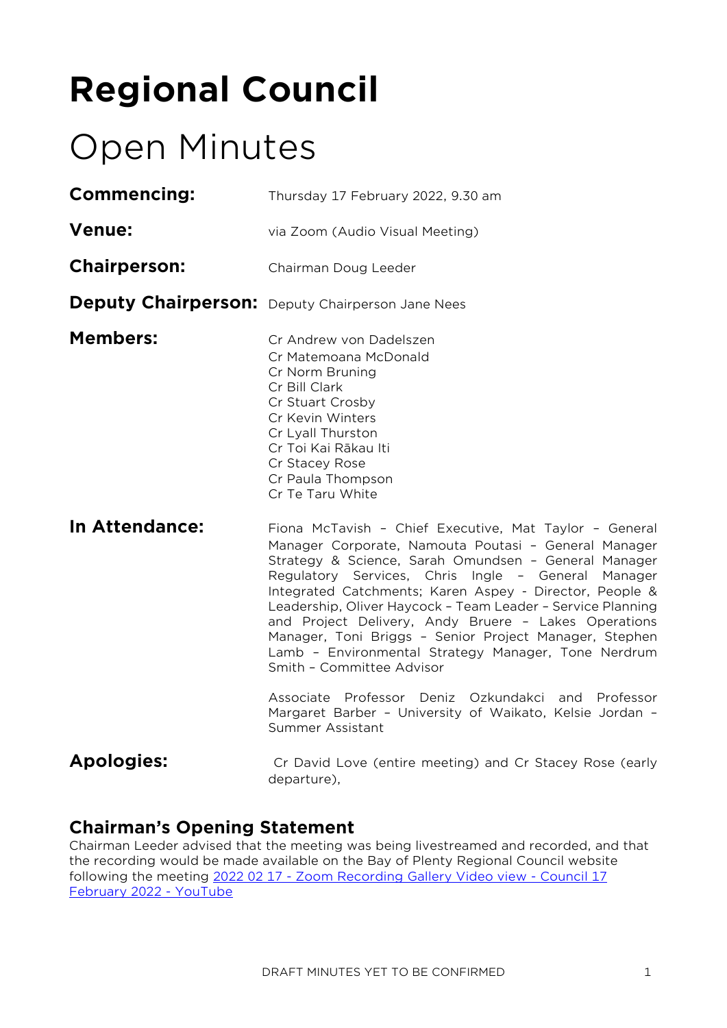# Regional Council

# Open Minutes

**Commencing:** Thursday 17 February 2022, 9.30 am

**Venue:** via Zoom (Audio Visual Meeting)

**Chairperson:** Chairman Doug Leeder

**Deputy Chairperson:** Deputy Chairperson Jane Nees

**Members:**
Cr Andrew von Dadelszen
Cr Matemoana McDonald
Cr Norm Bruning
Cr Bill Clark
Cr Stuart Crosby
Cr Kevin Winters
Cr Lyall Thurston
Cr Toi Kai Rākau Iti
Cr Stacey Rose
Cr Paula Thompson
Cr Te Taru White

**In Attendance:** Fiona McTavish – Chief Executive, Mat Taylor – General Manager Corporate, Namouta Poutasi – General Manager Strategy & Science, Sarah Omundsen – General Manager Regulatory Services, Chris Ingle – General Manager Integrated Catchments; Karen Aspey - Director, People & Leadership, Oliver Haycock – Team Leader – Service Planning and Project Delivery, Andy Bruere – Lakes Operations Manager, Toni Briggs – Senior Project Manager, Stephen Lamb – Environmental Strategy Manager, Tone Nerdrum Smith – Committee Advisor

Associate Professor Deniz Ozkundakci and Professor Margaret Barber – University of Waikato, Kelsie Jordan – Summer Assistant

**Apologies:** Cr David Love (entire meeting) and Cr Stacey Rose (early departure),

## Chairman's Opening Statement

Chairman Leeder advised that the meeting was being livestreamed and recorded, and that the recording would be made available on the Bay of Plenty Regional Council website following the meeting [2022 02 17 - Zoom Recording Gallery Video view - Council 17 February 2022 - YouTube]

DRAFT MINUTES YET TO BE CONFIRMED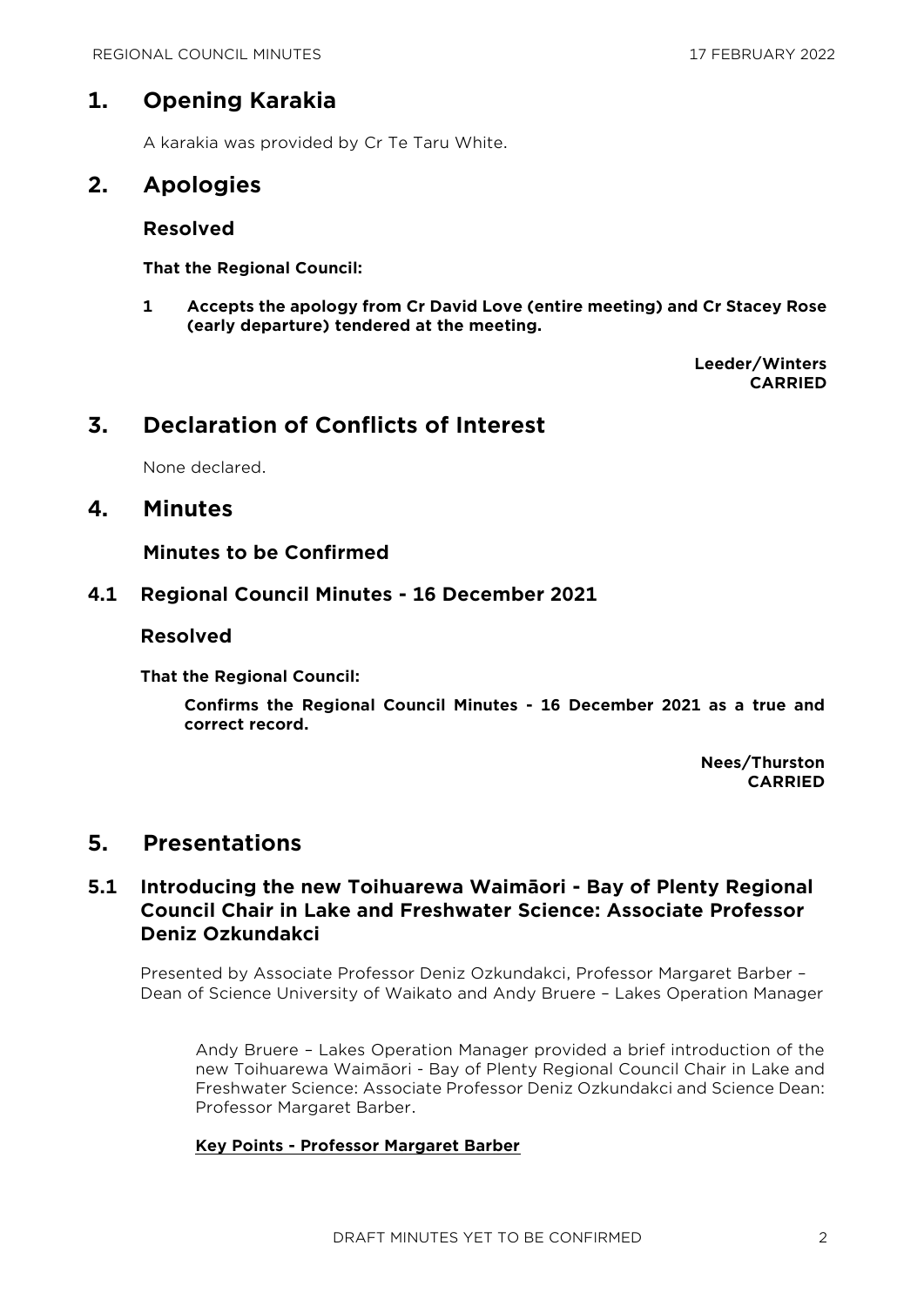# 1. Opening Karakia

A karakia was provided by Cr Te Taru White.

# 2. Apologies

## Resolved

**That the Regional Council:**

**1 Accepts the apology from Cr David Love (entire meeting) and Cr Stacey Rose (early departure) tendered at the meeting.**

**Leeder/Winters**
**CARRIED**

# 3. Declaration of Conflicts of Interest

None declared.

# 4. Minutes

## Minutes to be Confirmed

## 4.1 Regional Council Minutes - 16 December 2021

### Resolved

**That the Regional Council:**

**Confirms the Regional Council Minutes - 16 December 2021 as a true and correct record.**

**Nees/Thurston**
**CARRIED**

# 5. Presentations

## 5.1 Introducing the new Toihuarewa Waimāori - Bay of Plenty Regional Council Chair in Lake and Freshwater Science: Associate Professor Deniz Ozkundakci

Presented by Associate Professor Deniz Ozkundakci, Professor Margaret Barber – Dean of Science University of Waikato and Andy Bruere – Lakes Operation Manager

Andy Bruere – Lakes Operation Manager provided a brief introduction of the new Toihuarewa Waimāori - Bay of Plenty Regional Council Chair in Lake and Freshwater Science: Associate Professor Deniz Ozkundakci and Science Dean: Professor Margaret Barber.

**Key Points - Professor Margaret Barber**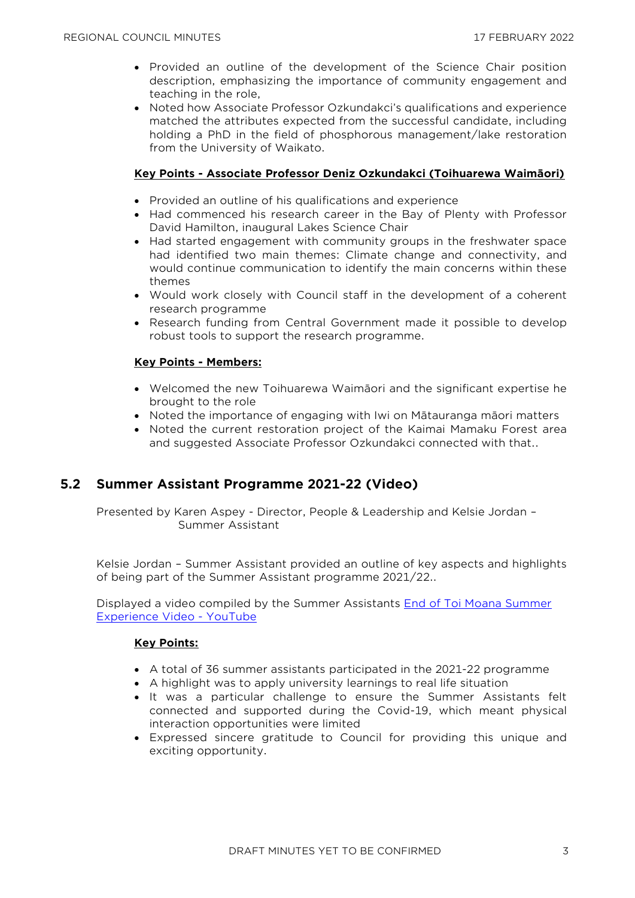- Provided an outline of the development of the Science Chair position description, emphasizing the importance of community engagement and teaching in the role,
- Noted how Associate Professor Ozkundakci's qualifications and experience matched the attributes expected from the successful candidate, including holding a PhD in the field of phosphorous management/lake restoration from the University of Waikato.

**Key Points - Associate Professor Deniz Ozkundakci (Toihuarewa Waimāori)**

- Provided an outline of his qualifications and experience
- Had commenced his research career in the Bay of Plenty with Professor David Hamilton, inaugural Lakes Science Chair
- Had started engagement with community groups in the freshwater space had identified two main themes: Climate change and connectivity, and would continue communication to identify the main concerns within these themes
- Would work closely with Council staff in the development of a coherent research programme
- Research funding from Central Government made it possible to develop robust tools to support the research programme.

**Key Points - Members:**

- Welcomed the new Toihuarewa Waimāori and the significant expertise he brought to the role
- Noted the importance of engaging with Iwi on Mātauranga māori matters
- Noted the current restoration project of the Kaimai Mamaku Forest area and suggested Associate Professor Ozkundakci connected with that..

## 5.2 Summer Assistant Programme 2021-22 (Video)

Presented by Karen Aspey - Director, People & Leadership and Kelsie Jordan – Summer Assistant

Kelsie Jordan – Summer Assistant provided an outline of key aspects and highlights of being part of the Summer Assistant programme 2021/22..

Displayed a video compiled by the Summer Assistants End of Toi Moana Summer Experience Video - YouTube

**Key Points:**

- A total of 36 summer assistants participated in the 2021-22 programme
- A highlight was to apply university learnings to real life situation
- It was a particular challenge to ensure the Summer Assistants felt connected and supported during the Covid-19, which meant physical interaction opportunities were limited
- Expressed sincere gratitude to Council for providing this unique and exciting opportunity.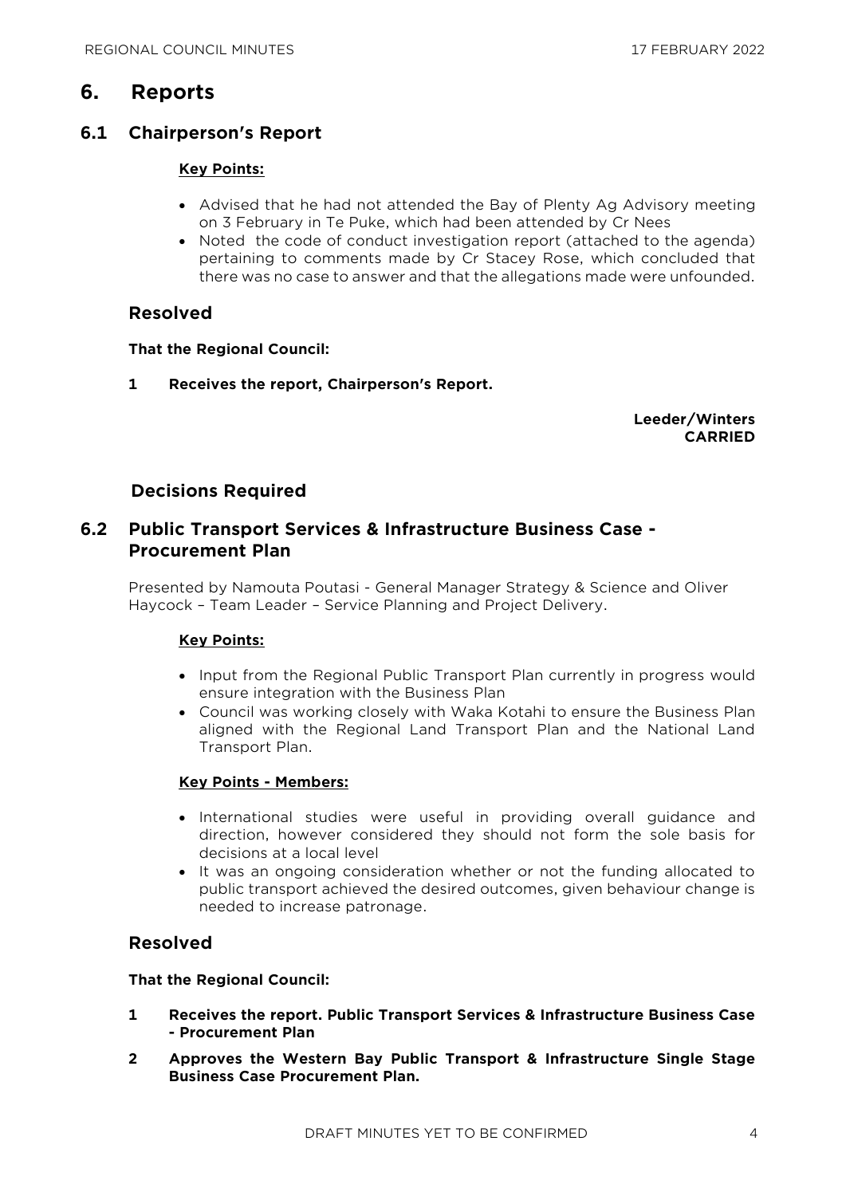# 6. Reports

## 6.1 Chairperson's Report

**Key Points:**

- Advised that he had not attended the Bay of Plenty Ag Advisory meeting on 3 February in Te Puke, which had been attended by Cr Nees
- Noted the code of conduct investigation report (attached to the agenda) pertaining to comments made by Cr Stacey Rose, which concluded that there was no case to answer and that the allegations made were unfounded.

### Resolved

**That the Regional Council:**

**1 Receives the report, Chairperson's Report.**

**Leeder/Winters**
**CARRIED**

### Decisions Required

## 6.2 Public Transport Services & Infrastructure Business Case - Procurement Plan

Presented by Namouta Poutasi - General Manager Strategy & Science and Oliver Haycock – Team Leader – Service Planning and Project Delivery.

**Key Points:**

- Input from the Regional Public Transport Plan currently in progress would ensure integration with the Business Plan
- Council was working closely with Waka Kotahi to ensure the Business Plan aligned with the Regional Land Transport Plan and the National Land Transport Plan.

**Key Points - Members:**

- International studies were useful in providing overall guidance and direction, however considered they should not form the sole basis for decisions at a local level
- It was an ongoing consideration whether or not the funding allocated to public transport achieved the desired outcomes, given behaviour change is needed to increase patronage.

### Resolved

**That the Regional Council:**

**1 Receives the report. Public Transport Services & Infrastructure Business Case - Procurement Plan**

**2 Approves the Western Bay Public Transport & Infrastructure Single Stage Business Case Procurement Plan.**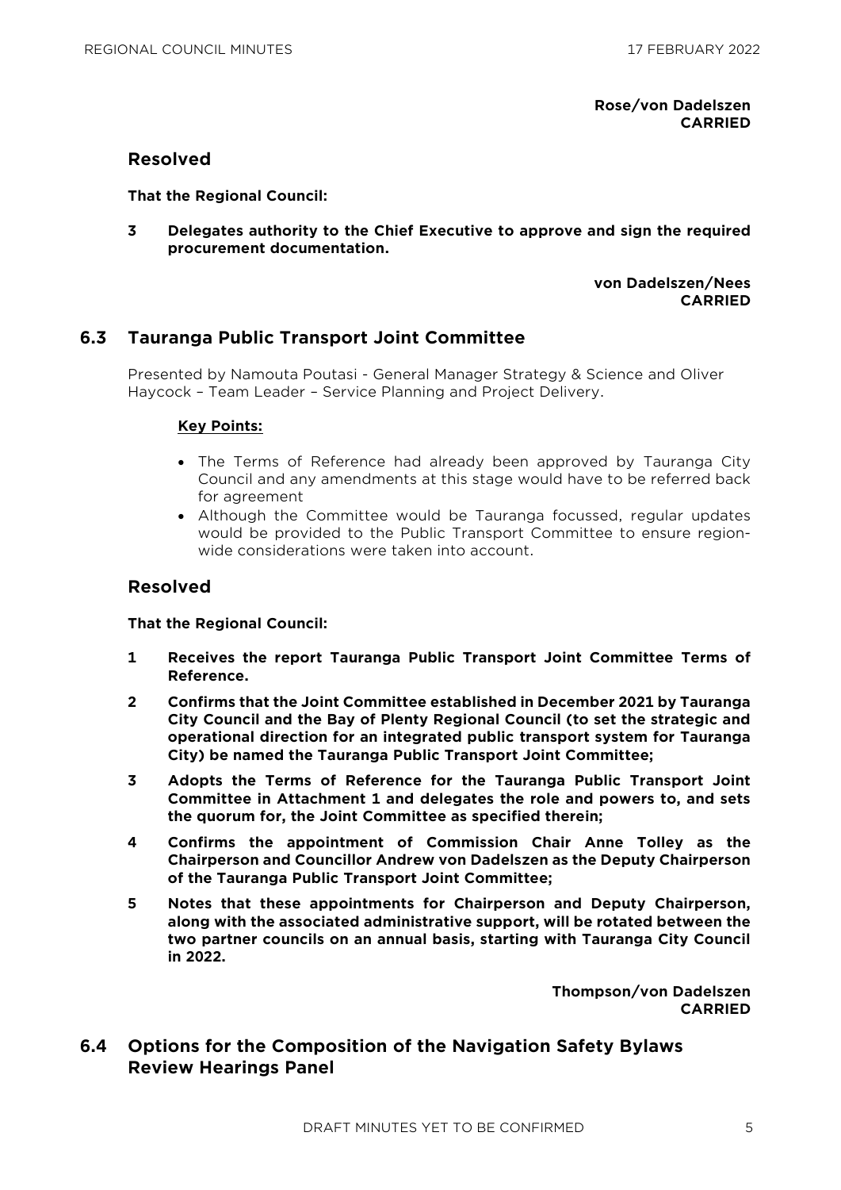**Rose/von Dadelszen**
**CARRIED**

## Resolved

**That the Regional Council:**

**3 Delegates authority to the Chief Executive to approve and sign the required procurement documentation.**

**von Dadelszen/Nees**
**CARRIED**

## 6.3 Tauranga Public Transport Joint Committee

Presented by Namouta Poutasi - General Manager Strategy & Science and Oliver Haycock – Team Leader – Service Planning and Project Delivery.

**Key Points:**

- The Terms of Reference had already been approved by Tauranga City Council and any amendments at this stage would have to be referred back for agreement
- Although the Committee would be Tauranga focussed, regular updates would be provided to the Public Transport Committee to ensure region-wide considerations were taken into account.

## Resolved

**That the Regional Council:**

**1 Receives the report Tauranga Public Transport Joint Committee Terms of Reference.**

**2 Confirms that the Joint Committee established in December 2021 by Tauranga City Council and the Bay of Plenty Regional Council (to set the strategic and operational direction for an integrated public transport system for Tauranga City) be named the Tauranga Public Transport Joint Committee;**

**3 Adopts the Terms of Reference for the Tauranga Public Transport Joint Committee in Attachment 1 and delegates the role and powers to, and sets the quorum for, the Joint Committee as specified therein;**

**4 Confirms the appointment of Commission Chair Anne Tolley as the Chairperson and Councillor Andrew von Dadelszen as the Deputy Chairperson of the Tauranga Public Transport Joint Committee;**

**5 Notes that these appointments for Chairperson and Deputy Chairperson, along with the associated administrative support, will be rotated between the two partner councils on an annual basis, starting with Tauranga City Council in 2022.**

**Thompson/von Dadelszen**
**CARRIED**

## 6.4 Options for the Composition of the Navigation Safety Bylaws Review Hearings Panel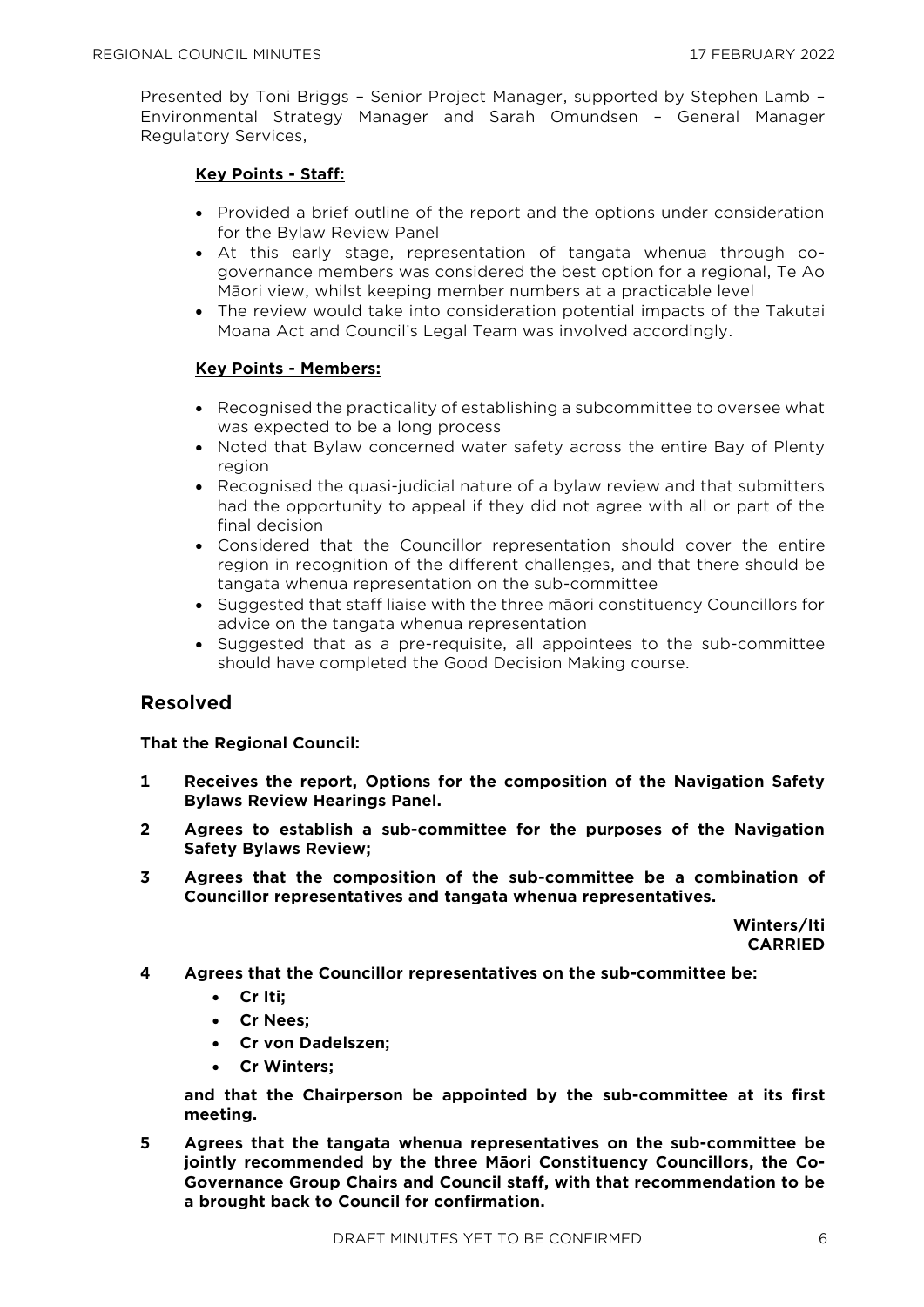Presented by Toni Briggs – Senior Project Manager, supported by Stephen Lamb – Environmental Strategy Manager and Sarah Omundsen – General Manager Regulatory Services,

**Key Points - Staff:**

- Provided a brief outline of the report and the options under consideration for the Bylaw Review Panel
- At this early stage, representation of tangata whenua through co-governance members was considered the best option for a regional, Te Ao Māori view, whilst keeping member numbers at a practicable level
- The review would take into consideration potential impacts of the Takutai Moana Act and Council's Legal Team was involved accordingly.

**Key Points - Members:**

- Recognised the practicality of establishing a subcommittee to oversee what was expected to be a long process
- Noted that Bylaw concerned water safety across the entire Bay of Plenty region
- Recognised the quasi-judicial nature of a bylaw review and that submitters had the opportunity to appeal if they did not agree with all or part of the final decision
- Considered that the Councillor representation should cover the entire region in recognition of the different challenges, and that there should be tangata whenua representation on the sub-committee
- Suggested that staff liaise with the three māori constituency Councillors for advice on the tangata whenua representation
- Suggested that as a pre-requisite, all appointees to the sub-committee should have completed the Good Decision Making course.

## Resolved

**That the Regional Council:**

**1 Receives the report, Options for the composition of the Navigation Safety Bylaws Review Hearings Panel.**

**2 Agrees to establish a sub-committee for the purposes of the Navigation Safety Bylaws Review;**

**3 Agrees that the composition of the sub-committee be a combination of Councillor representatives and tangata whenua representatives.**

**Winters/Iti**
**CARRIED**

**4 Agrees that the Councillor representatives on the sub-committee be:**

- **Cr Iti;**
- **Cr Nees;**
- **Cr von Dadelszen;**
- **Cr Winters;**

**and that the Chairperson be appointed by the sub-committee at its first meeting.**

**5 Agrees that the tangata whenua representatives on the sub-committee be jointly recommended by the three Māori Constituency Councillors, the Co-Governance Group Chairs and Council staff, with that recommendation to be a brought back to Council for confirmation.**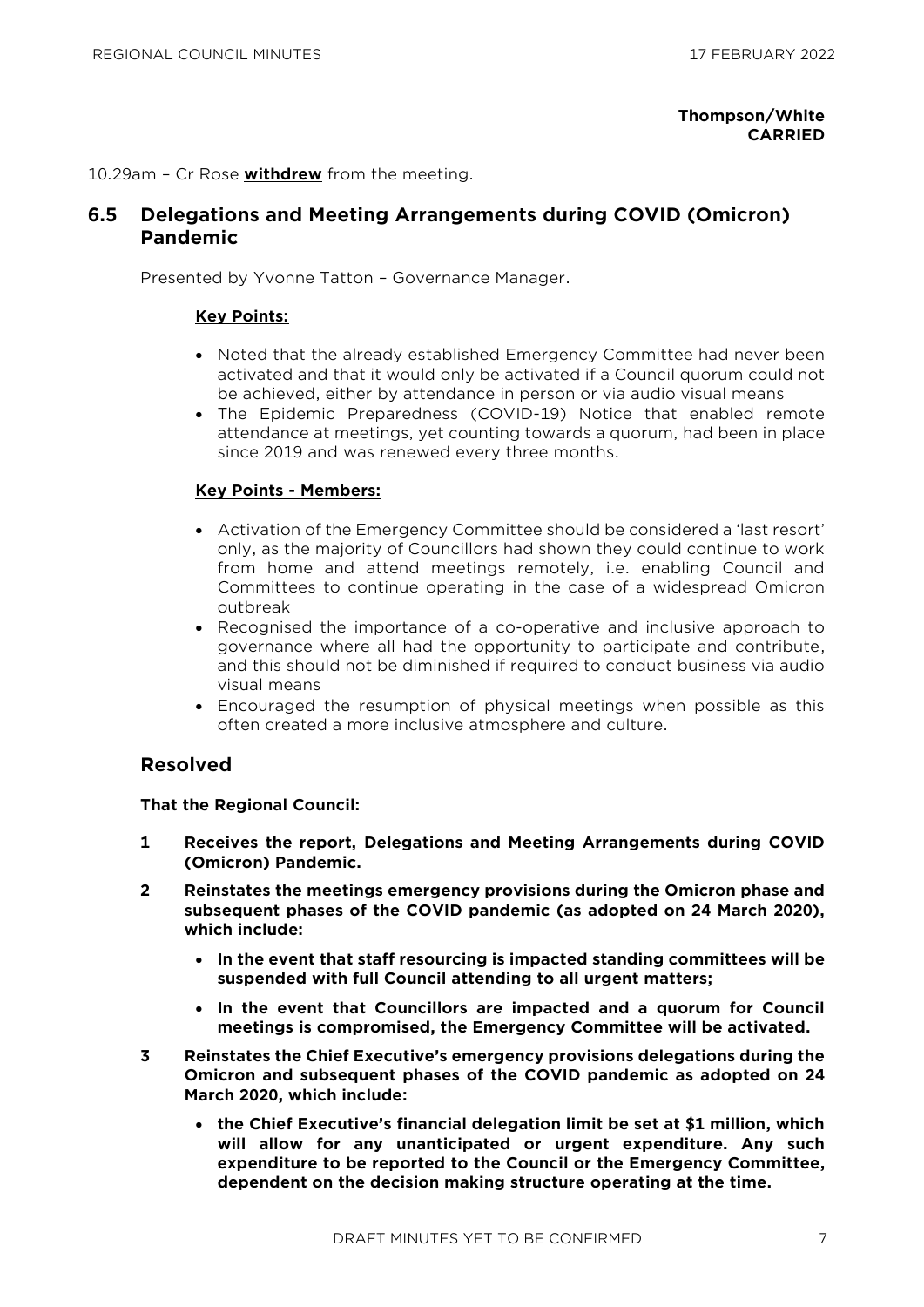**Thompson/White**
**CARRIED**

10.29am – Cr Rose **withdrew** from the meeting.

## 6.5 Delegations and Meeting Arrangements during COVID (Omicron) Pandemic

Presented by Yvonne Tatton – Governance Manager.

**Key Points:**

- Noted that the already established Emergency Committee had never been activated and that it would only be activated if a Council quorum could not be achieved, either by attendance in person or via audio visual means
- The Epidemic Preparedness (COVID-19) Notice that enabled remote attendance at meetings, yet counting towards a quorum, had been in place since 2019 and was renewed every three months.

**Key Points - Members:**

- Activation of the Emergency Committee should be considered a 'last resort' only, as the majority of Councillors had shown they could continue to work from home and attend meetings remotely, i.e. enabling Council and Committees to continue operating in the case of a widespread Omicron outbreak
- Recognised the importance of a co-operative and inclusive approach to governance where all had the opportunity to participate and contribute, and this should not be diminished if required to conduct business via audio visual means
- Encouraged the resumption of physical meetings when possible as this often created a more inclusive atmosphere and culture.

## Resolved

**That the Regional Council:**

**1 Receives the report, Delegations and Meeting Arrangements during COVID (Omicron) Pandemic.**

**2 Reinstates the meetings emergency provisions during the Omicron phase and subsequent phases of the COVID pandemic (as adopted on 24 March 2020), which include:**

- **In the event that staff resourcing is impacted standing committees will be suspended with full Council attending to all urgent matters;**
- **In the event that Councillors are impacted and a quorum for Council meetings is compromised, the Emergency Committee will be activated.**

**3 Reinstates the Chief Executive's emergency provisions delegations during the Omicron and subsequent phases of the COVID pandemic as adopted on 24 March 2020, which include:**

- **the Chief Executive's financial delegation limit be set at $1 million, which will allow for any unanticipated or urgent expenditure. Any such expenditure to be reported to the Council or the Emergency Committee, dependent on the decision making structure operating at the time.**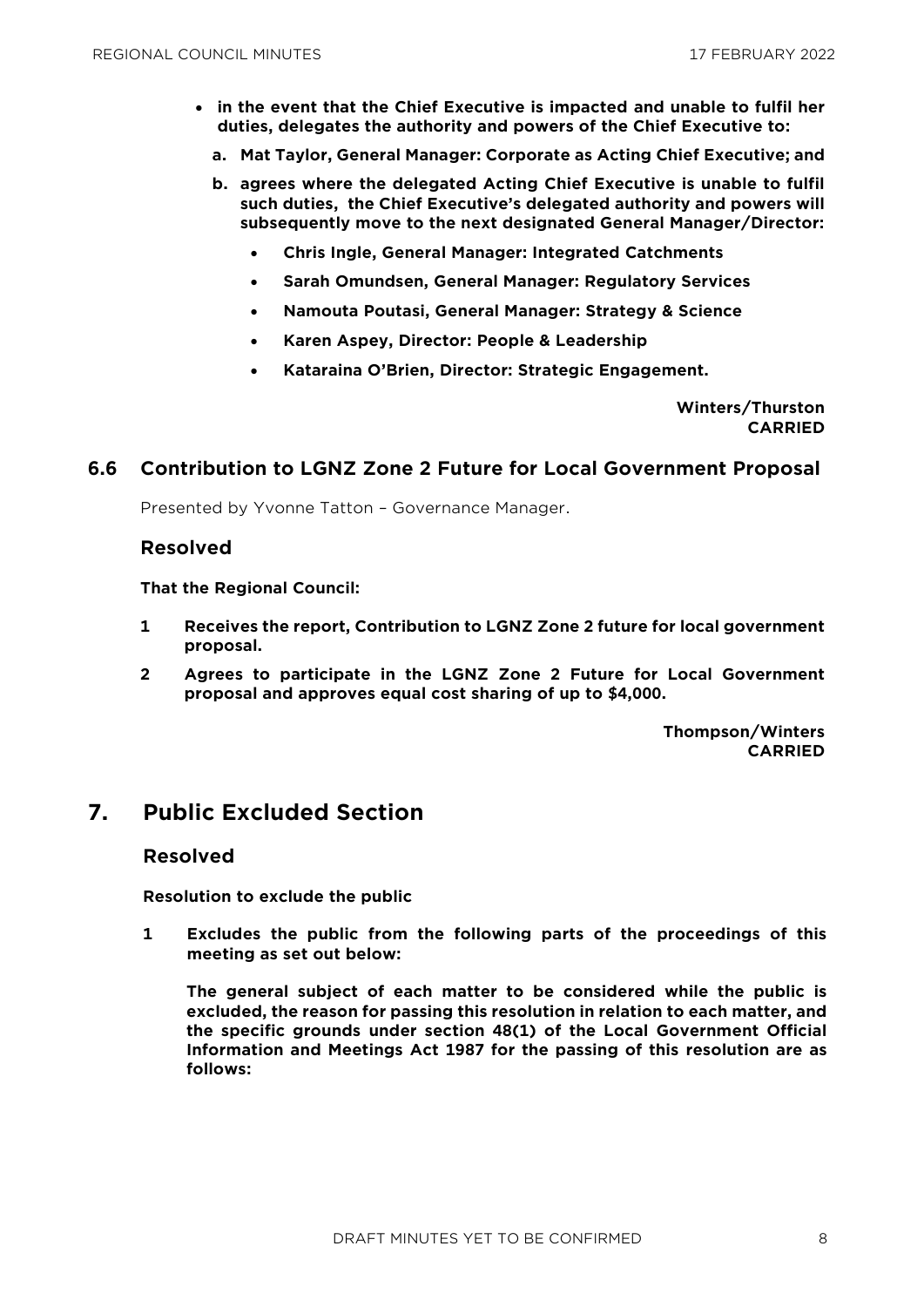- **in the event that the Chief Executive is impacted and unable to fulfil her duties, delegates the authority and powers of the Chief Executive to:**
  - **a. Mat Taylor, General Manager: Corporate as Acting Chief Executive; and**
  - **b. agrees where the delegated Acting Chief Executive is unable to fulfil such duties, the Chief Executive's delegated authority and powers will subsequently move to the next designated General Manager/Director:**
    - **Chris Ingle, General Manager: Integrated Catchments**
    - **Sarah Omundsen, General Manager: Regulatory Services**
    - **Namouta Poutasi, General Manager: Strategy & Science**
    - **Karen Aspey, Director: People & Leadership**
    - **Kataraina O'Brien, Director: Strategic Engagement.**

**Winters/Thurston**
**CARRIED**

## 6.6 Contribution to LGNZ Zone 2 Future for Local Government Proposal

Presented by Yvonne Tatton – Governance Manager.

### Resolved

**That the Regional Council:**

**1 Receives the report, Contribution to LGNZ Zone 2 future for local government proposal.**

**2 Agrees to participate in the LGNZ Zone 2 Future for Local Government proposal and approves equal cost sharing of up to $4,000.**

**Thompson/Winters**
**CARRIED**

# 7. Public Excluded Section

### Resolved

**Resolution to exclude the public**

**1 Excludes the public from the following parts of the proceedings of this meeting as set out below:**

**The general subject of each matter to be considered while the public is excluded, the reason for passing this resolution in relation to each matter, and the specific grounds under section 48(1) of the Local Government Official Information and Meetings Act 1987 for the passing of this resolution are as follows:**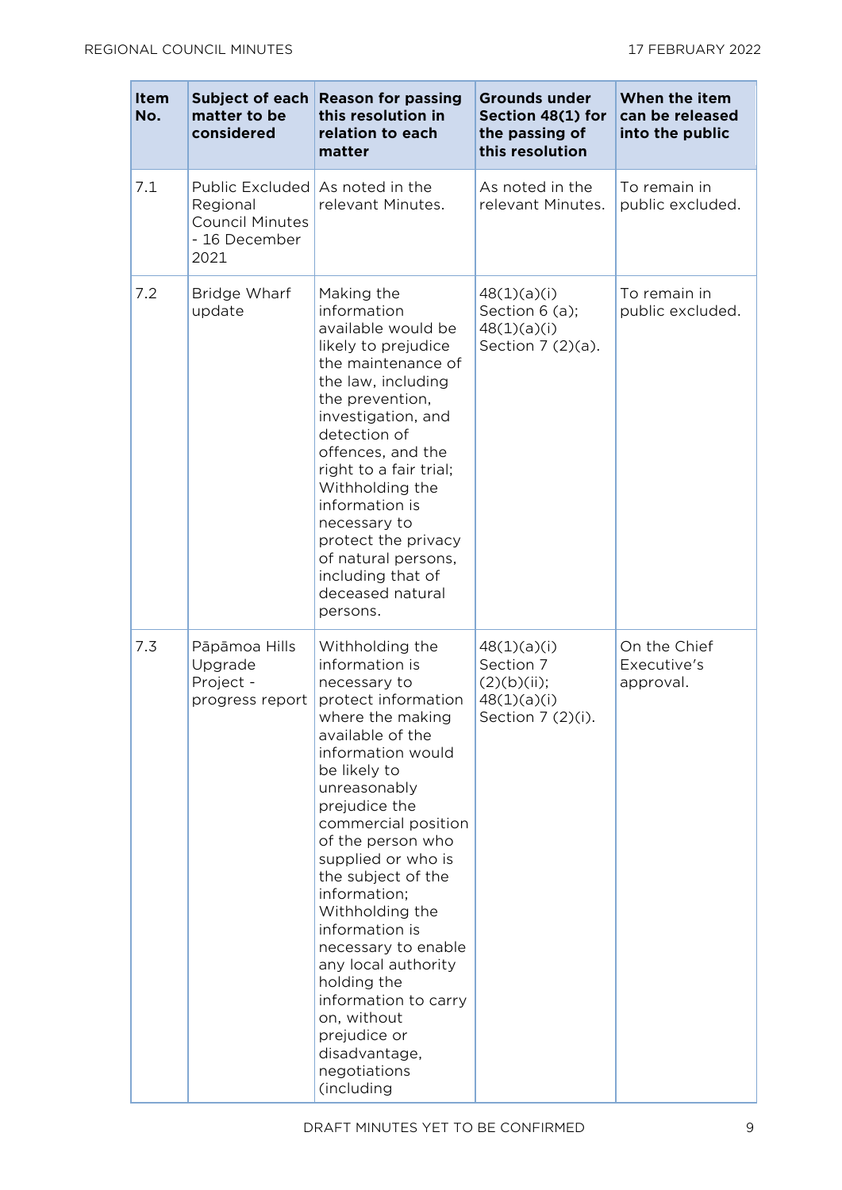| Item No. | Subject of each matter to be considered | Reason for passing this resolution in relation to each matter | Grounds under Section 48(1) for the passing of this resolution | When the item can be released into the public |
|---|---|---|---|---|
| 7.1 | Public Excluded Regional Council Minutes - 16 December 2021 | As noted in the relevant Minutes. | As noted in the relevant Minutes. | To remain in public excluded. |
| 7.2 | Bridge Wharf update | Making the information available would be likely to prejudice the maintenance of the law, including the prevention, investigation, and detection of offences, and the right to a fair trial; Withholding the information is necessary to protect the privacy of natural persons, including that of deceased natural persons. | 48(1)(a)(i) Section 6 (a); 48(1)(a)(i) Section 7 (2)(a). | To remain in public excluded. |
| 7.3 | Pāpāmoa Hills Upgrade Project - progress report | Withholding the information is necessary to protect information where the making available of the information would be likely to unreasonably prejudice the commercial position of the person who supplied or who is the subject of the information; Withholding the information is necessary to enable any local authority holding the information to carry on, without prejudice or disadvantage, negotiations (including | 48(1)(a)(i) Section 7 (2)(b)(ii); 48(1)(a)(i) Section 7 (2)(i). | On the Chief Executive's approval. |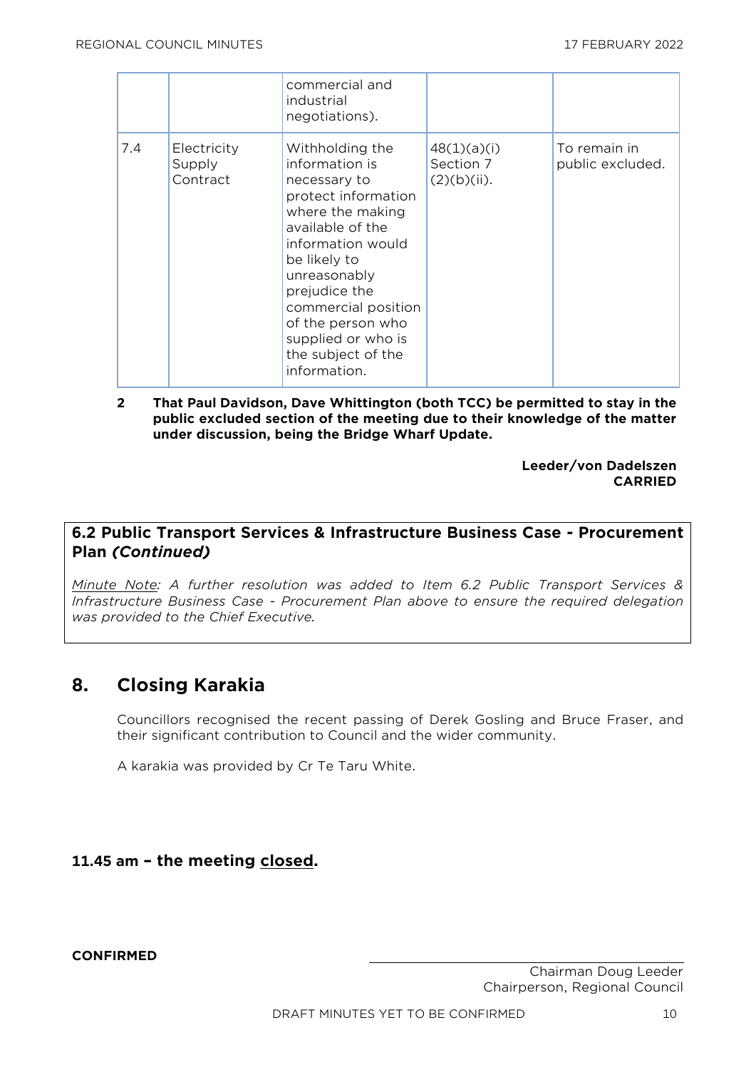| | | | | |
|---|---|---|---|---|
| | | commercial and industrial negotiations). | | |
| 7.4 | Electricity Supply Contract | Withholding the information is necessary to protect information where the making available of the information would be likely to unreasonably prejudice the commercial position of the person who supplied or who is the subject of the information. | 48(1)(a)(i) Section 7 (2)(b)(ii). | To remain in public excluded. |

**2 That Paul Davidson, Dave Whittington (both TCC) be permitted to stay in the public excluded section of the meeting due to their knowledge of the matter under discussion, being the Bridge Wharf Update.**

**Leeder/von Dadelszen**
**CARRIED**

**6.2 Public Transport Services & Infrastructure Business Case - Procurement Plan *(Continued)***

*Minute Note: A further resolution was added to Item 6.2 Public Transport Services & Infrastructure Business Case - Procurement Plan above to ensure the required delegation was provided to the Chief Executive.*

## 8. Closing Karakia

Councillors recognised the recent passing of Derek Gosling and Bruce Fraser, and their significant contribution to Council and the wider community.

A karakia was provided by Cr Te Taru White.

**11.45 am – the meeting closed.**

**CONFIRMED**

Chairman Doug Leeder
Chairperson, Regional Council

DRAFT MINUTES YET TO BE CONFIRMED